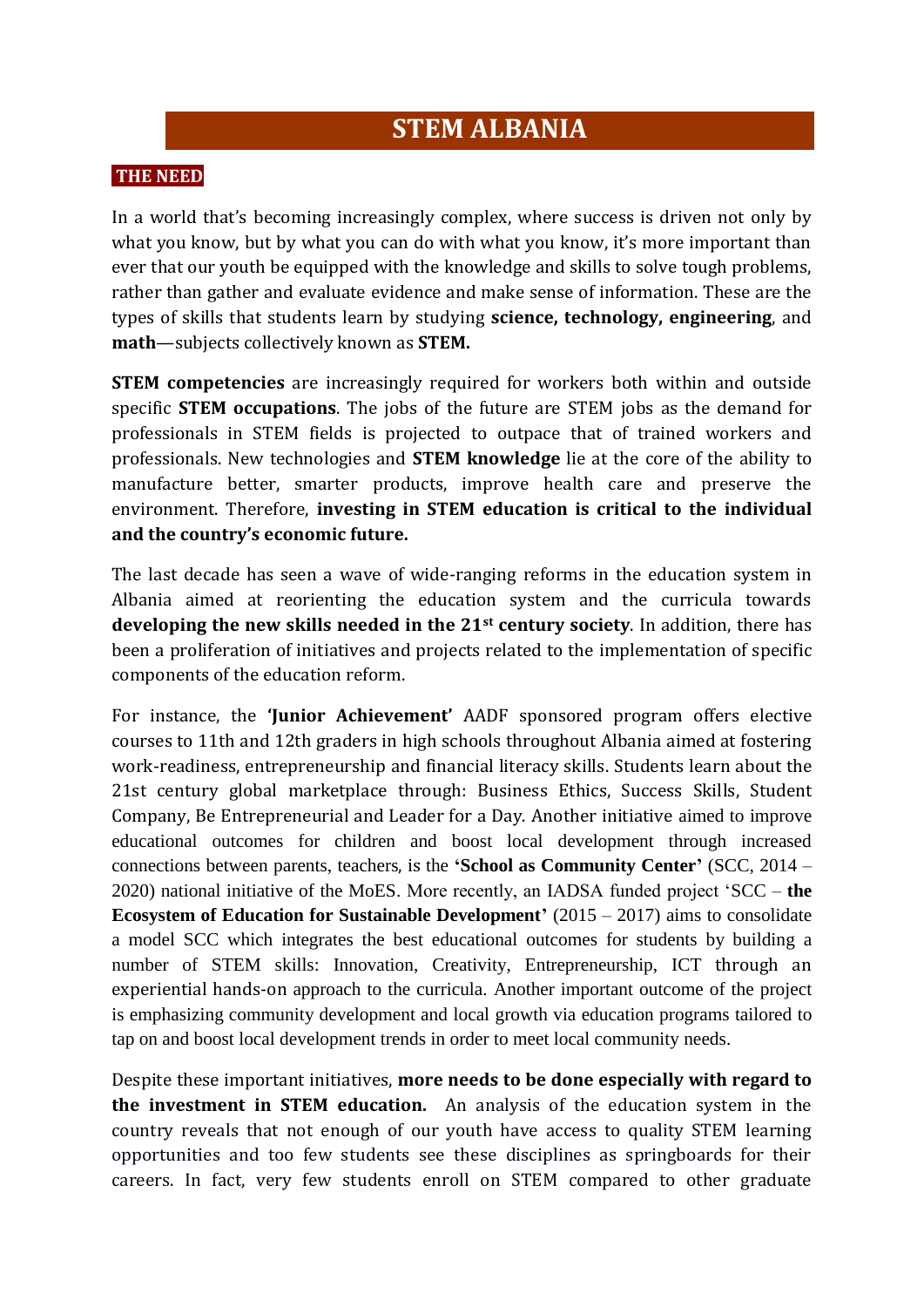# STEM ALBANIA

## THE NEED

In a world that's becoming increasingly complex, where success is driven not only by what you know, but by what you can do with what you know, it's more important than ever that our youth be equipped with the knowledge and skills to solve tough problems, rather than gather and evaluate evidence and make sense of information. These are the types of skills that students learn by studying **science, technology, engineering**, and **math**—subjects collectively known as **STEM.**

**STEM competencies** are increasingly required for workers both within and outside specific **STEM occupations**. The jobs of the future are STEM jobs as the demand for professionals in STEM fields is projected to outpace that of trained workers and professionals. New technologies and **STEM knowledge** lie at the core of the ability to manufacture better, smarter products, improve health care and preserve the environment. Therefore, **investing in STEM education is critical to the individual and the country's economic future.**

The last decade has seen a wave of wide-ranging reforms in the education system in Albania aimed at reorienting the education system and the curricula towards **developing the new skills needed in the 21st century society**. In addition, there has been a proliferation of initiatives and projects related to the implementation of specific components of the education reform.

For instance, the **'Junior Achievement'** AADF sponsored program offers elective courses to 11th and 12th graders in high schools throughout Albania aimed at fostering work-readiness, entrepreneurship and financial literacy skills. Students learn about the 21st century global marketplace through: Business Ethics, Success Skills, Student Company, Be Entrepreneurial and Leader for a Day. Another initiative aimed to improve educational outcomes for children and boost local development through increased connections between parents, teachers, is the **'School as Community Center'** (SCC, 2014 – 2020) national initiative of the MoES. More recently, an IADSA funded project 'SCC – **the Ecosystem of Education for Sustainable Development'** (2015 – 2017) aims to consolidate a model SCC which integrates the best educational outcomes for students by building a number of STEM skills: Innovation, Creativity, Entrepreneurship, ICT through an experiential hands-on approach to the curricula. Another important outcome of the project is emphasizing community development and local growth via education programs tailored to tap on and boost local development trends in order to meet local community needs.

Despite these important initiatives, **more needs to be done especially with regard to the investment in STEM education.** An analysis of the education system in the country reveals that not enough of our youth have access to quality STEM learning opportunities and too few students see these disciplines as springboards for their careers. In fact, very few students enroll on STEM compared to other graduate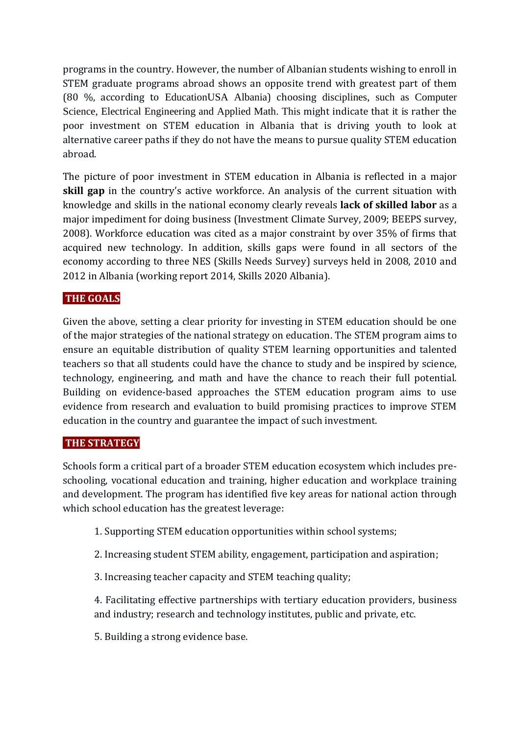programs in the country. However, the number of Albanian students wishing to enroll in STEM graduate programs abroad shows an opposite trend with greatest part of them (80 %, according to EducationUSA Albania) choosing disciplines, such as Computer Science, Electrical Engineering and Applied Math. This might indicate that it is rather the poor investment on STEM education in Albania that is driving youth to look at alternative career paths if they do not have the means to pursue quality STEM education abroad.

The picture of poor investment in STEM education in Albania is reflected in a major **skill gap** in the country's active workforce. An analysis of the current situation with knowledge and skills in the national economy clearly reveals **lack of skilled labor** as a major impediment for doing business (Investment Climate Survey, 2009; BEEPS survey, 2008). Workforce education was cited as a major constraint by over 35% of firms that acquired new technology. In addition, skills gaps were found in all sectors of the economy according to three NES (Skills Needs Survey) surveys held in 2008, 2010 and 2012 in Albania (working report 2014, Skills 2020 Albania).

## THE GOALS

Given the above, setting a clear priority for investing in STEM education should be one of the major strategies of the national strategy on education. The STEM program aims to ensure an equitable distribution of quality STEM learning opportunities and talented teachers so that all students could have the chance to study and be inspired by science, technology, engineering, and math and have the chance to reach their full potential. Building on evidence-based approaches the STEM education program aims to use evidence from research and evaluation to build promising practices to improve STEM education in the country and guarantee the impact of such investment.

## THE STRATEGY

Schools form a critical part of a broader STEM education ecosystem which includes pre-schooling, vocational education and training, higher education and workplace training and development. The program has identified five key areas for national action through which school education has the greatest leverage:

1. Supporting STEM education opportunities within school systems;
2. Increasing student STEM ability, engagement, participation and aspiration;
3. Increasing teacher capacity and STEM teaching quality;
4. Facilitating effective partnerships with tertiary education providers, business and industry; research and technology institutes, public and private, etc.
5. Building a strong evidence base.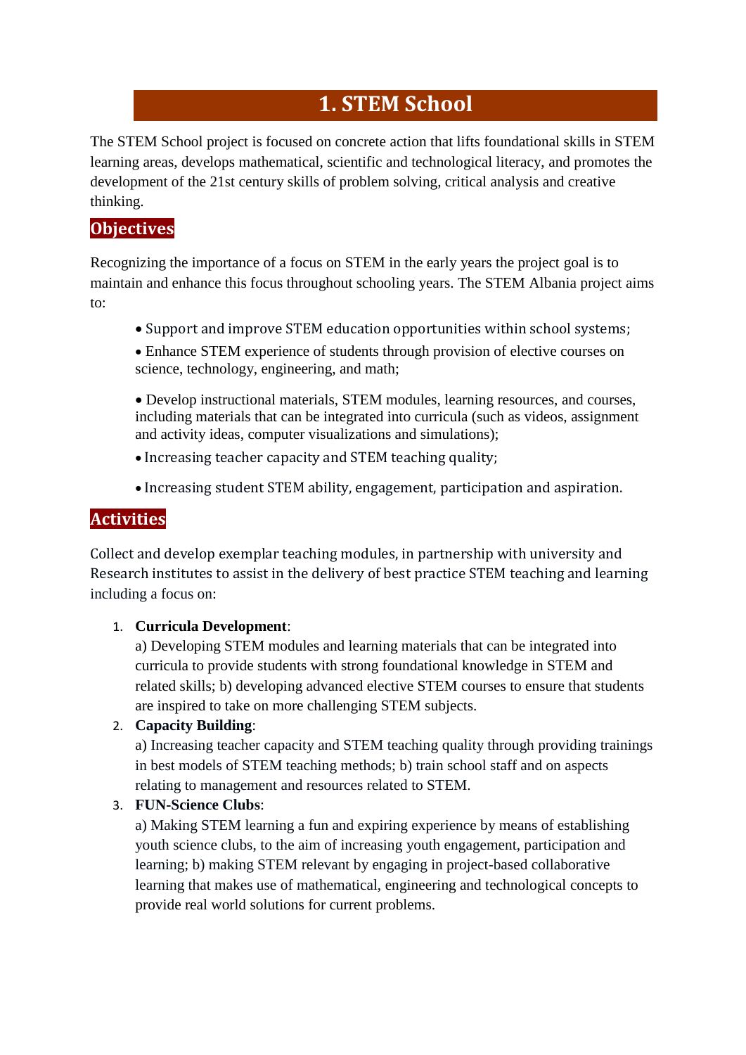# 1. STEM School

The STEM School project is focused on concrete action that lifts foundational skills in STEM learning areas, develops mathematical, scientific and technological literacy, and promotes the development of the 21st century skills of problem solving, critical analysis and creative thinking.

## Objectives

Recognizing the importance of a focus on STEM in the early years the project goal is to maintain and enhance this focus throughout schooling years. The STEM Albania project aims to:

- Support and improve STEM education opportunities within school systems;
- Enhance STEM experience of students through provision of elective courses on science, technology, engineering, and math;
- Develop instructional materials, STEM modules, learning resources, and courses, including materials that can be integrated into curricula (such as videos, assignment and activity ideas, computer visualizations and simulations);
- Increasing teacher capacity and STEM teaching quality;
- Increasing student STEM ability, engagement, participation and aspiration.

## Activities

Collect and develop exemplar teaching modules, in partnership with university and Research institutes to assist in the delivery of best practice STEM teaching and learning including a focus on:

1. **Curricula Development**:
   a) Developing STEM modules and learning materials that can be integrated into curricula to provide students with strong foundational knowledge in STEM and related skills; b) developing advanced elective STEM courses to ensure that students are inspired to take on more challenging STEM subjects.
2. **Capacity Building**:
   a) Increasing teacher capacity and STEM teaching quality through providing trainings in best models of STEM teaching methods; b) train school staff and on aspects relating to management and resources related to STEM.
3. **FUN-Science Clubs**:
   a) Making STEM learning a fun and expiring experience by means of establishing youth science clubs, to the aim of increasing youth engagement, participation and learning; b) making STEM relevant by engaging in project-based collaborative learning that makes use of mathematical, engineering and technological concepts to provide real world solutions for current problems.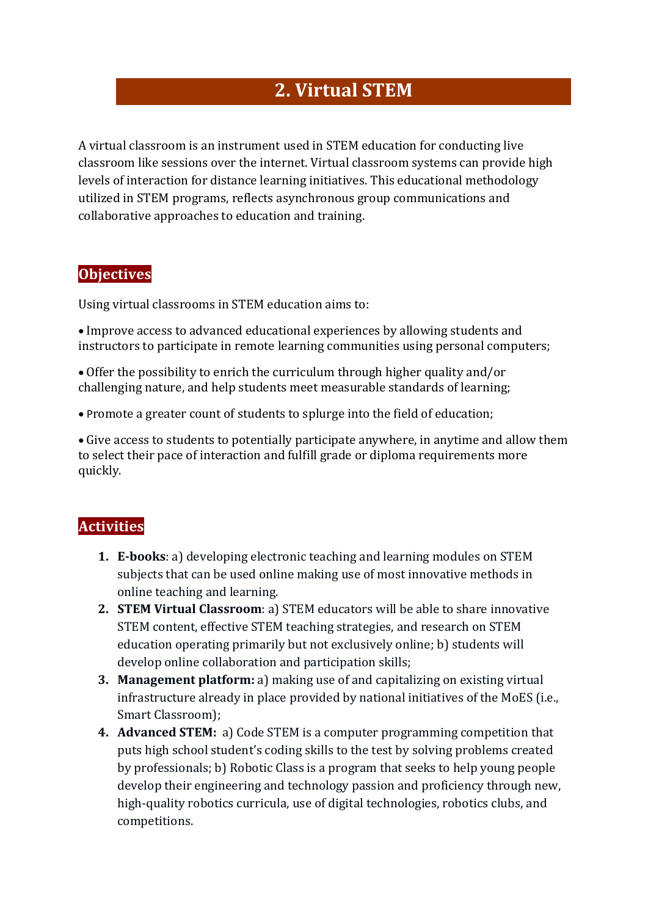# 2. Virtual STEM

A virtual classroom is an instrument used in STEM education for conducting live classroom like sessions over the internet. Virtual classroom systems can provide high levels of interaction for distance learning initiatives. This educational methodology utilized in STEM programs, reflects asynchronous group communications and collaborative approaches to education and training.

## Objectives

Using virtual classrooms in STEM education aims to:

- Improve access to advanced educational experiences by allowing students and instructors to participate in remote learning communities using personal computers;
- Offer the possibility to enrich the curriculum through higher quality and/or challenging nature, and help students meet measurable standards of learning;
- Promote a greater count of students to splurge into the field of education;
- Give access to students to potentially participate anywhere, in anytime and allow them to select their pace of interaction and fulfill grade or diploma requirements more quickly.

## Activities

1. **E-books**: a) developing electronic teaching and learning modules on STEM subjects that can be used online making use of most innovative methods in online teaching and learning.
2. **STEM Virtual Classroom**: a) STEM educators will be able to share innovative STEM content, effective STEM teaching strategies, and research on STEM education operating primarily but not exclusively online; b) students will develop online collaboration and participation skills;
3. **Management platform:** a) making use of and capitalizing on existing virtual infrastructure already in place provided by national initiatives of the MoES (i.e., Smart Classroom);
4. **Advanced STEM:** a) Code STEM is a computer programming competition that puts high school student's coding skills to the test by solving problems created by professionals; b) Robotic Class is a program that seeks to help young people develop their engineering and technology passion and proficiency through new, high-quality robotics curricula, use of digital technologies, robotics clubs, and competitions.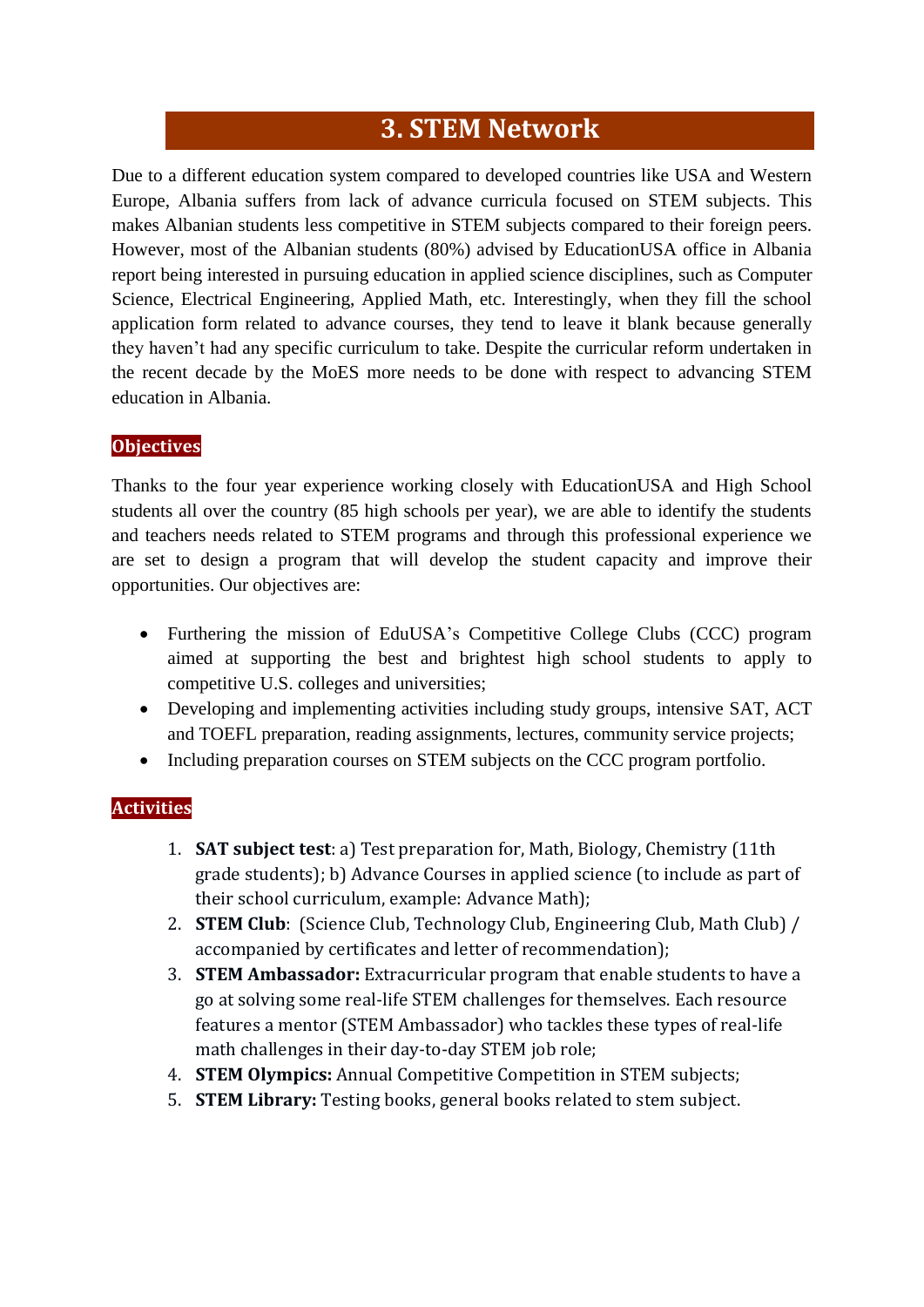# 3. STEM Network

Due to a different education system compared to developed countries like USA and Western Europe, Albania suffers from lack of advance curricula focused on STEM subjects. This makes Albanian students less competitive in STEM subjects compared to their foreign peers. However, most of the Albanian students (80%) advised by EducationUSA office in Albania report being interested in pursuing education in applied science disciplines, such as Computer Science, Electrical Engineering, Applied Math, etc. Interestingly, when they fill the school application form related to advance courses, they tend to leave it blank because generally they haven't had any specific curriculum to take. Despite the curricular reform undertaken in the recent decade by the MoES more needs to be done with respect to advancing STEM education in Albania.

## Objectives

Thanks to the four year experience working closely with EducationUSA and High School students all over the country (85 high schools per year), we are able to identify the students and teachers needs related to STEM programs and through this professional experience we are set to design a program that will develop the student capacity and improve their opportunities. Our objectives are:

- Furthering the mission of EduUSA's Competitive College Clubs (CCC) program aimed at supporting the best and brightest high school students to apply to competitive U.S. colleges and universities;
- Developing and implementing activities including study groups, intensive SAT, ACT and TOEFL preparation, reading assignments, lectures, community service projects;
- Including preparation courses on STEM subjects on the CCC program portfolio.

## Activities

1. **SAT subject test**: a) Test preparation for, Math, Biology, Chemistry (11th grade students); b) Advance Courses in applied science (to include as part of their school curriculum, example: Advance Math);
2. **STEM Club**: (Science Club, Technology Club, Engineering Club, Math Club) / accompanied by certificates and letter of recommendation);
3. **STEM Ambassador:** Extracurricular program that enable students to have a go at solving some real-life STEM challenges for themselves. Each resource features a mentor (STEM Ambassador) who tackles these types of real-life math challenges in their day-to-day STEM job role;
4. **STEM Olympics:** Annual Competitive Competition in STEM subjects;
5. **STEM Library:** Testing books, general books related to stem subject.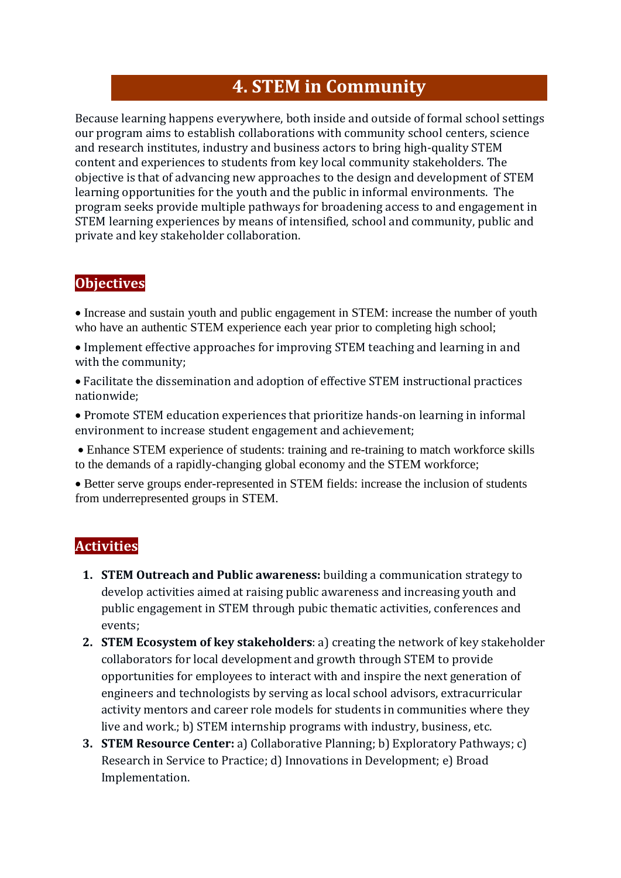# 4. STEM in Community

Because learning happens everywhere, both inside and outside of formal school settings our program aims to establish collaborations with community school centers, science and research institutes, industry and business actors to bring high-quality STEM content and experiences to students from key local community stakeholders. The objective is that of advancing new approaches to the design and development of STEM learning opportunities for the youth and the public in informal environments. The program seeks provide multiple pathways for broadening access to and engagement in STEM learning experiences by means of intensified, school and community, public and private and key stakeholder collaboration.

## Objectives

- Increase and sustain youth and public engagement in STEM: increase the number of youth who have an authentic STEM experience each year prior to completing high school;
- Implement effective approaches for improving STEM teaching and learning in and with the community;
- Facilitate the dissemination and adoption of effective STEM instructional practices nationwide;
- Promote STEM education experiences that prioritize hands-on learning in informal environment to increase student engagement and achievement;
- Enhance STEM experience of students: training and re-training to match workforce skills to the demands of a rapidly-changing global economy and the STEM workforce;
- Better serve groups ender-represented in STEM fields: increase the inclusion of students from underrepresented groups in STEM.

## Activities

1. **STEM Outreach and Public awareness:** building a communication strategy to develop activities aimed at raising public awareness and increasing youth and public engagement in STEM through pubic thematic activities, conferences and events;
2. **STEM Ecosystem of key stakeholders**: a) creating the network of key stakeholder collaborators for local development and growth through STEM to provide opportunities for employees to interact with and inspire the next generation of engineers and technologists by serving as local school advisors, extracurricular activity mentors and career role models for students in communities where they live and work.; b) STEM internship programs with industry, business, etc.
3. **STEM Resource Center:** a) Collaborative Planning; b) Exploratory Pathways; c) Research in Service to Practice; d) Innovations in Development; e) Broad Implementation.